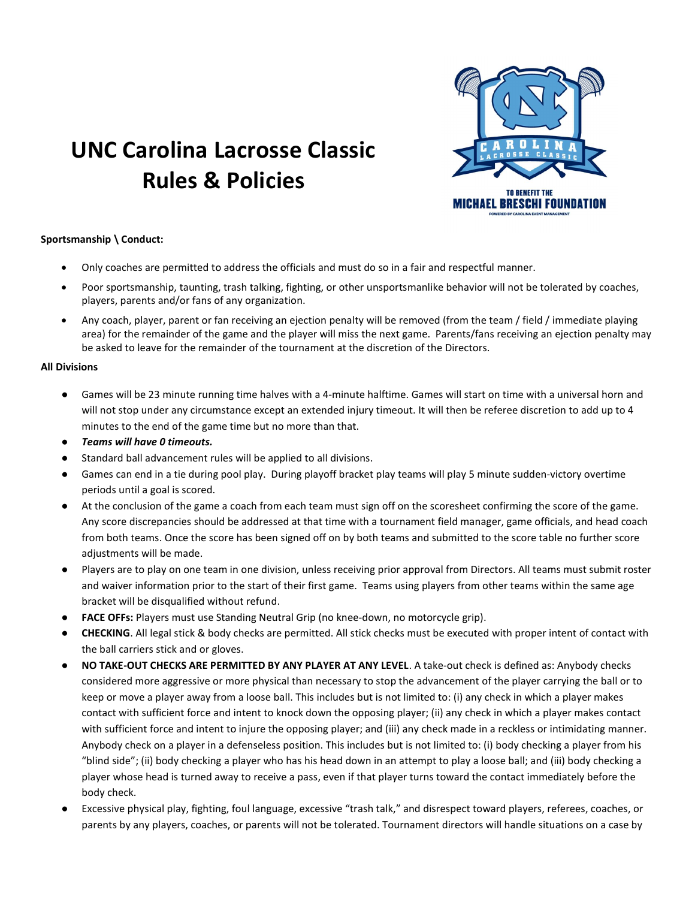# UNC Carolina Lacrosse Classic Rules & Policies

**Sportsmanship \ Conduct:**

- Only coaches are permitted to address the officials and must do so in a fair and respectful manner.
- Poor sportsmanship, taunting, trash talking, fighting, or other unsportsmanlike behavior will not be tolerated by coaches, players, parents and/or fans of any organization.
- Any coach, player, parent or fan receiving an ejection penalty will be removed (from the team / field / immediate playing area) for the remainder of the game and the player will miss the next game. Parents/fans receiving an ejection penalty may be asked to leave for the remainder of the tournament at the discretion of the Directors.

**All Divisions**

- Games will be 23 minute running time halves with a 4-minute halftime. Games will start on time with a universal horn and will not stop under any circumstance except an extended injury timeout. It will then be referee discretion to add up to 4 minutes to the end of the game time but no more than that.
- ***Teams will have 0 timeouts.***
- Standard ball advancement rules will be applied to all divisions.
- Games can end in a tie during pool play. During playoff bracket play teams will play 5 minute sudden-victory overtime periods until a goal is scored.
- At the conclusion of the game a coach from each team must sign off on the scoresheet confirming the score of the game. Any score discrepancies should be addressed at that time with a tournament field manager, game officials, and head coach from both teams. Once the score has been signed off on by both teams and submitted to the score table no further score adjustments will be made.
- Players are to play on one team in one division, unless receiving prior approval from Directors. All teams must submit roster and waiver information prior to the start of their first game. Teams using players from other teams within the same age bracket will be disqualified without refund.
- **FACE OFFs:** Players must use Standing Neutral Grip (no knee-down, no motorcycle grip).
- **CHECKING**. All legal stick & body checks are permitted. All stick checks must be executed with proper intent of contact with the ball carriers stick and or gloves.
- **NO TAKE-OUT CHECKS ARE PERMITTED BY ANY PLAYER AT ANY LEVEL**. A take-out check is defined as: Anybody checks considered more aggressive or more physical than necessary to stop the advancement of the player carrying the ball or to keep or move a player away from a loose ball. This includes but is not limited to: (i) any check in which a player makes contact with sufficient force and intent to knock down the opposing player; (ii) any check in which a player makes contact with sufficient force and intent to injure the opposing player; and (iii) any check made in a reckless or intimidating manner. Anybody check on a player in a defenseless position. This includes but is not limited to: (i) body checking a player from his "blind side"; (ii) body checking a player who has his head down in an attempt to play a loose ball; and (iii) body checking a player whose head is turned away to receive a pass, even if that player turns toward the contact immediately before the body check.
- Excessive physical play, fighting, foul language, excessive "trash talk," and disrespect toward players, referees, coaches, or parents by any players, coaches, or parents will not be tolerated. Tournament directors will handle situations on a case by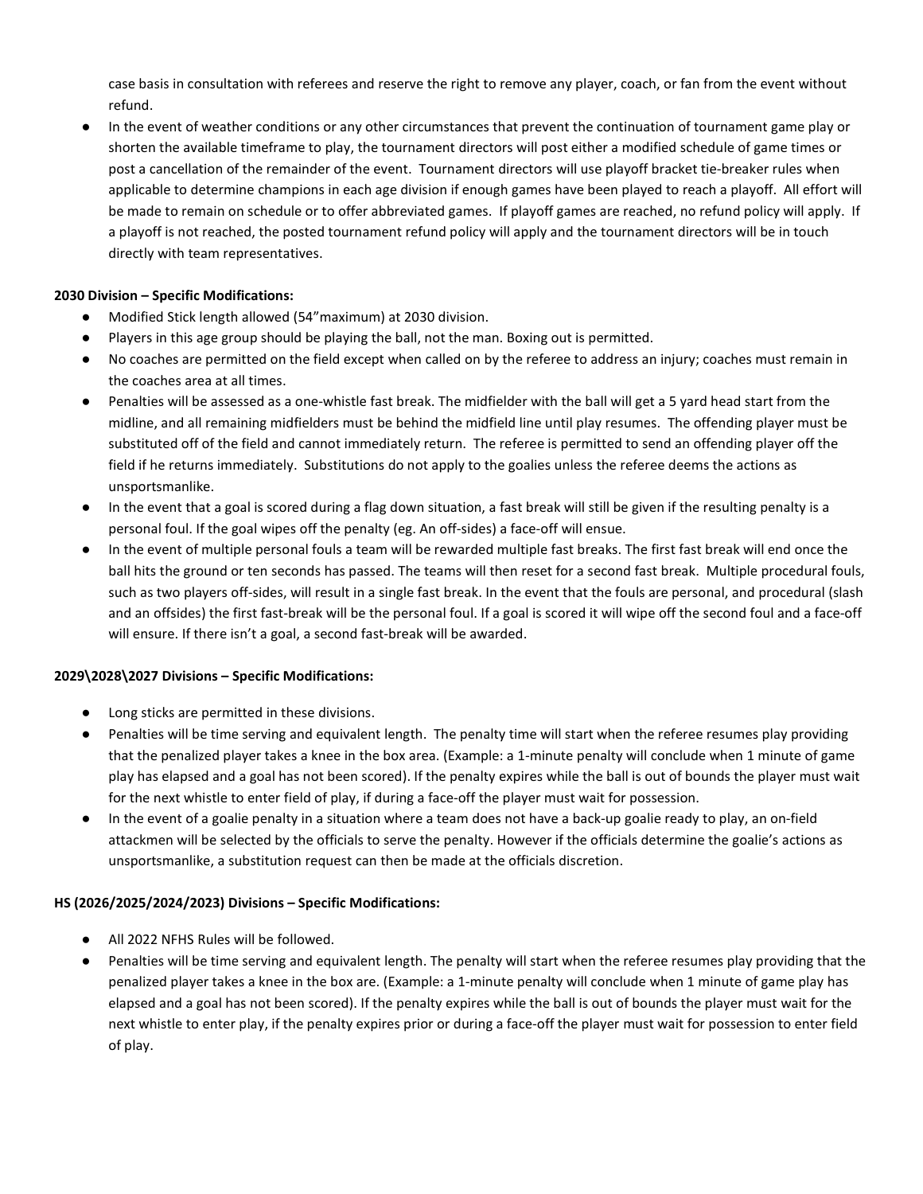case basis in consultation with referees and reserve the right to remove any player, coach, or fan from the event without refund.

- In the event of weather conditions or any other circumstances that prevent the continuation of tournament game play or shorten the available timeframe to play, the tournament directors will post either a modified schedule of game times or post a cancellation of the remainder of the event. Tournament directors will use playoff bracket tie-breaker rules when applicable to determine champions in each age division if enough games have been played to reach a playoff. All effort will be made to remain on schedule or to offer abbreviated games. If playoff games are reached, no refund policy will apply. If a playoff is not reached, the posted tournament refund policy will apply and the tournament directors will be in touch directly with team representatives.

**2030 Division – Specific Modifications:**

- Modified Stick length allowed (54"maximum) at 2030 division.
- Players in this age group should be playing the ball, not the man. Boxing out is permitted.
- No coaches are permitted on the field except when called on by the referee to address an injury; coaches must remain in the coaches area at all times.
- Penalties will be assessed as a one-whistle fast break. The midfielder with the ball will get a 5 yard head start from the midline, and all remaining midfielders must be behind the midfield line until play resumes. The offending player must be substituted off of the field and cannot immediately return. The referee is permitted to send an offending player off the field if he returns immediately. Substitutions do not apply to the goalies unless the referee deems the actions as unsportsmanlike.
- In the event that a goal is scored during a flag down situation, a fast break will still be given if the resulting penalty is a personal foul. If the goal wipes off the penalty (eg. An off-sides) a face-off will ensue.
- In the event of multiple personal fouls a team will be rewarded multiple fast breaks. The first fast break will end once the ball hits the ground or ten seconds has passed. The teams will then reset for a second fast break. Multiple procedural fouls, such as two players off-sides, will result in a single fast break. In the event that the fouls are personal, and procedural (slash and an offsides) the first fast-break will be the personal foul. If a goal is scored it will wipe off the second foul and a face-off will ensure. If there isn't a goal, a second fast-break will be awarded.

**2029\2028\2027 Divisions – Specific Modifications:**

- Long sticks are permitted in these divisions.
- Penalties will be time serving and equivalent length. The penalty time will start when the referee resumes play providing that the penalized player takes a knee in the box area. (Example: a 1-minute penalty will conclude when 1 minute of game play has elapsed and a goal has not been scored). If the penalty expires while the ball is out of bounds the player must wait for the next whistle to enter field of play, if during a face-off the player must wait for possession.
- In the event of a goalie penalty in a situation where a team does not have a back-up goalie ready to play, an on-field attackmen will be selected by the officials to serve the penalty. However if the officials determine the goalie's actions as unsportsmanlike, a substitution request can then be made at the officials discretion.

**HS (2026/2025/2024/2023) Divisions – Specific Modifications:**

- All 2022 NFHS Rules will be followed.
- Penalties will be time serving and equivalent length. The penalty will start when the referee resumes play providing that the penalized player takes a knee in the box are. (Example: a 1-minute penalty will conclude when 1 minute of game play has elapsed and a goal has not been scored). If the penalty expires while the ball is out of bounds the player must wait for the next whistle to enter play, if the penalty expires prior or during a face-off the player must wait for possession to enter field of play.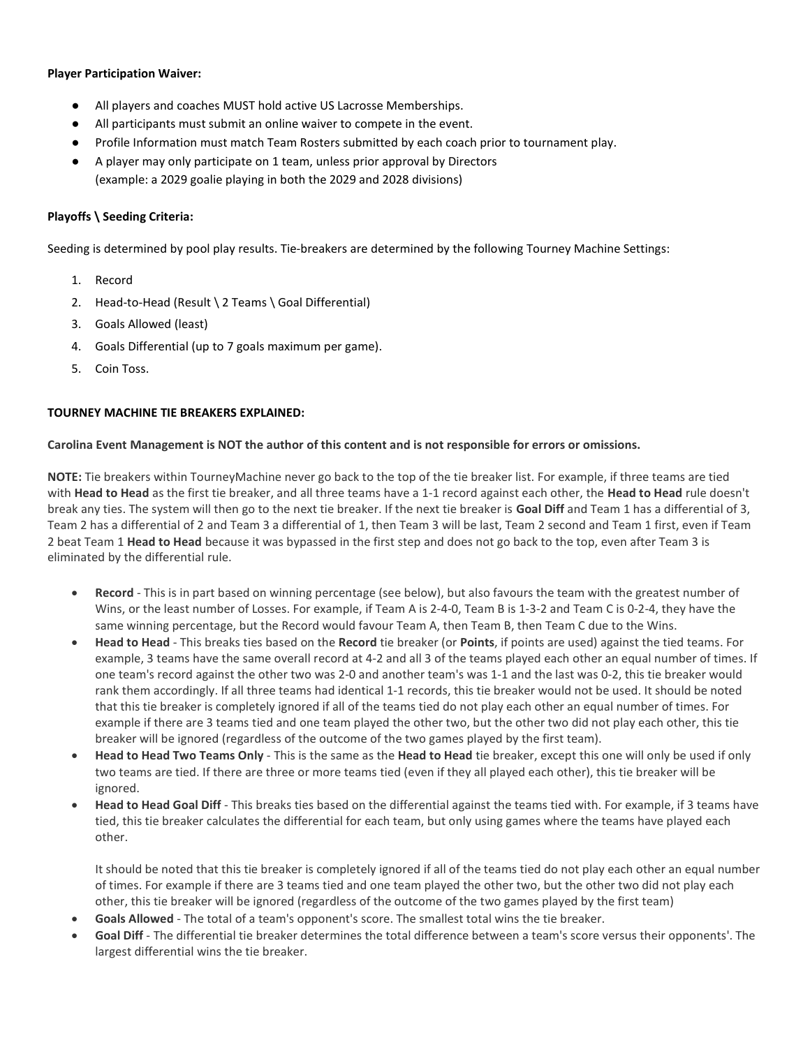**Player Participation Waiver:**

- All players and coaches MUST hold active US Lacrosse Memberships.
- All participants must submit an online waiver to compete in the event.
- Profile Information must match Team Rosters submitted by each coach prior to tournament play.
- A player may only participate on 1 team, unless prior approval by Directors
  (example: a 2029 goalie playing in both the 2029 and 2028 divisions)

**Playoffs \ Seeding Criteria:**

Seeding is determined by pool play results. Tie-breakers are determined by the following Tourney Machine Settings:

1. Record
2. Head-to-Head (Result \ 2 Teams \ Goal Differential)
3. Goals Allowed (least)
4. Goals Differential (up to 7 goals maximum per game).
5. Coin Toss.

**TOURNEY MACHINE TIE BREAKERS EXPLAINED:**

**Carolina Event Management is NOT the author of this content and is not responsible for errors or omissions.**

**NOTE:** Tie breakers within TourneyMachine never go back to the top of the tie breaker list. For example, if three teams are tied with **Head to Head** as the first tie breaker, and all three teams have a 1-1 record against each other, the **Head to Head** rule doesn't break any ties. The system will then go to the next tie breaker. If the next tie breaker is **Goal Diff** and Team 1 has a differential of 3, Team 2 has a differential of 2 and Team 3 a differential of 1, then Team 3 will be last, Team 2 second and Team 1 first, even if Team 2 beat Team 1 **Head to Head** because it was bypassed in the first step and does not go back to the top, even after Team 3 is eliminated by the differential rule.

- **Record** - This is in part based on winning percentage (see below), but also favours the team with the greatest number of Wins, or the least number of Losses. For example, if Team A is 2-4-0, Team B is 1-3-2 and Team C is 0-2-4, they have the same winning percentage, but the Record would favour Team A, then Team B, then Team C due to the Wins.
- **Head to Head** - This breaks ties based on the **Record** tie breaker (or **Points**, if points are used) against the tied teams. For example, 3 teams have the same overall record at 4-2 and all 3 of the teams played each other an equal number of times. If one team's record against the other two was 2-0 and another team's was 1-1 and the last was 0-2, this tie breaker would rank them accordingly. If all three teams had identical 1-1 records, this tie breaker would not be used. It should be noted that this tie breaker is completely ignored if all of the teams tied do not play each other an equal number of times. For example if there are 3 teams tied and one team played the other two, but the other two did not play each other, this tie breaker will be ignored (regardless of the outcome of the two games played by the first team).
- **Head to Head Two Teams Only** - This is the same as the **Head to Head** tie breaker, except this one will only be used if only two teams are tied. If there are three or more teams tied (even if they all played each other), this tie breaker will be ignored.
- **Head to Head Goal Diff** - This breaks ties based on the differential against the teams tied with. For example, if 3 teams have tied, this tie breaker calculates the differential for each team, but only using games where the teams have played each other.

  It should be noted that this tie breaker is completely ignored if all of the teams tied do not play each other an equal number of times. For example if there are 3 teams tied and one team played the other two, but the other two did not play each other, this tie breaker will be ignored (regardless of the outcome of the two games played by the first team)
- **Goals Allowed** - The total of a team's opponent's score. The smallest total wins the tie breaker.
- **Goal Diff** - The differential tie breaker determines the total difference between a team's score versus their opponents'. The largest differential wins the tie breaker.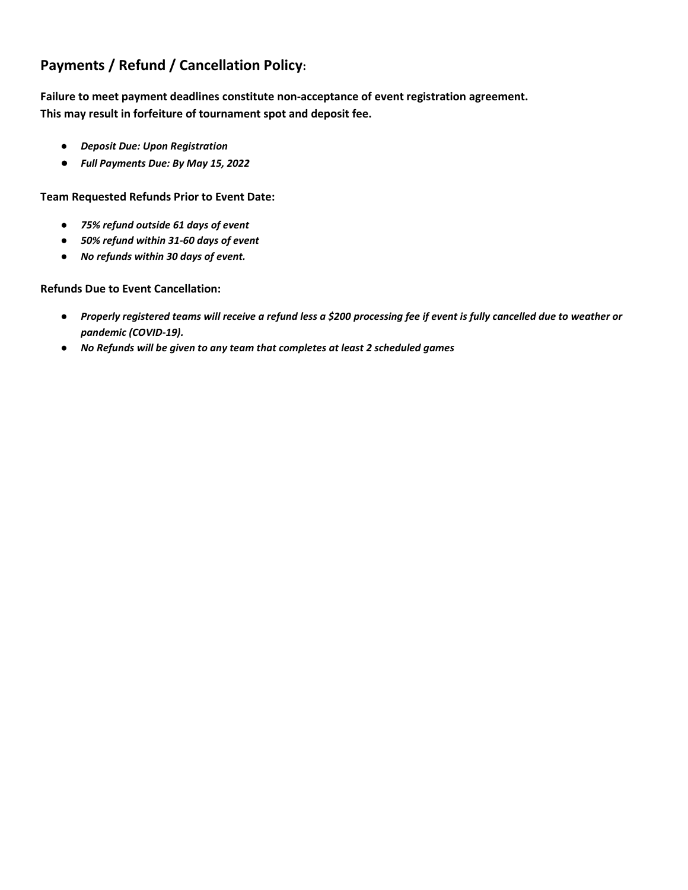## Payments / Refund / Cancellation Policy:

**Failure to meet payment deadlines constitute non-acceptance of event registration agreement.**
**This may result in forfeiture of tournament spot and deposit fee.**

- ***Deposit Due: Upon Registration***
- ***Full Payments Due: By May 15, 2022***

**Team Requested Refunds Prior to Event Date:**

- ***75% refund outside 61 days of event***
- ***50% refund within 31-60 days of event***
- ***No refunds within 30 days of event.***

**Refunds Due to Event Cancellation:**

- ***Properly registered teams will receive a refund less a $200 processing fee if event is fully cancelled due to weather or pandemic (COVID-19).***
- ***No Refunds will be given to any team that completes at least 2 scheduled games***